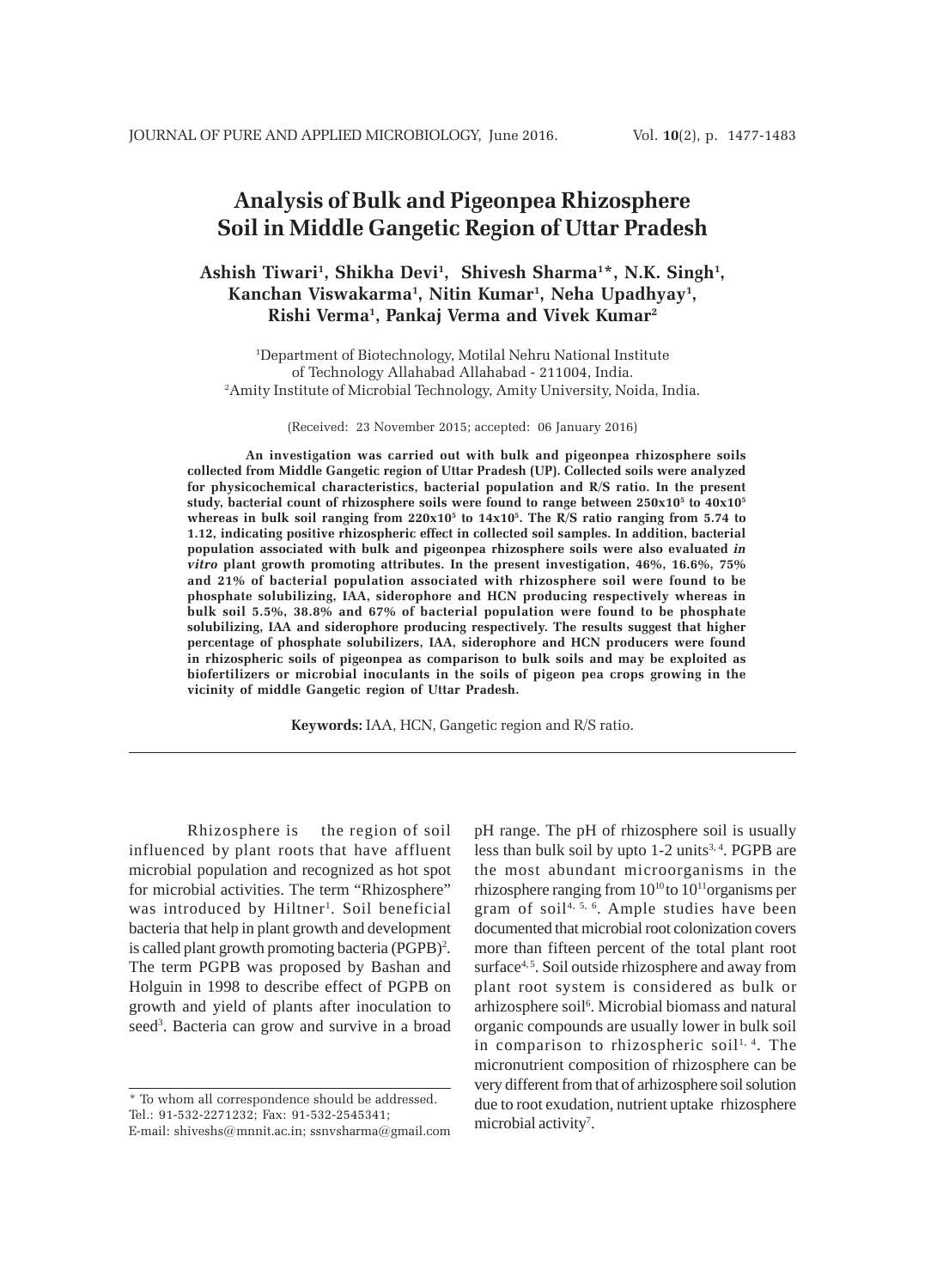# Analysis of Bulk and Pigeonpea Rhizosphere Soil in Middle Gangetic Region of Uttar Pradesh

**Ashish Tiwari[1], Shikha Devi[1], Shivesh Sharma[1]*, N.K. Singh[1], Kanchan Viswakarma[1], Nitin Kumar[1], Neha Upadhyay[1], Rishi Verma[1], Pankaj Verma and Vivek Kumar[2]**

[1]Department of Biotechnology, Motilal Nehru National Institute of Technology Allahabad Allahabad - 211004, India.
[2]Amity Institute of Microbial Technology, Amity University, Noida, India.

(Received: 23 November 2015; accepted: 06 January 2016)

**An investigation was carried out with bulk and pigeonpea rhizosphere soils collected from Middle Gangetic region of Uttar Pradesh (UP). Collected soils were analyzed for physicochemical characteristics, bacterial population and R/S ratio. In the present study, bacterial count of rhizosphere soils were found to range between $250 \times 10^5$ to $40 \times 10^5$ whereas in bulk soil ranging from $220 \times 10^5$ to $14 \times 10^5$. The R/S ratio ranging from 5.74 to 1.12, indicating positive rhizospheric effect in collected soil samples. In addition, bacterial population associated with bulk and pigeonpea rhizosphere soils were also evaluated *in vitro* plant growth promoting attributes. In the present investigation, 46%, 16.6%, 75% and 21% of bacterial population associated with rhizosphere soil were found to be phosphate solubilizing, IAA, siderophore and HCN producing respectively whereas in bulk soil 5.5%, 38.8% and 67% of bacterial population were found to be phosphate solubilizing, IAA and siderophore producing respectively. The results suggest that higher percentage of phosphate solubilizers, IAA, siderophore and HCN producers were found in rhizospheric soils of pigeonpea as comparison to bulk soils and may be exploited as biofertilizers or microbial inoculants in the soils of pigeon pea crops growing in the vicinity of middle Gangetic region of Uttar Pradesh.**

**Keywords:** IAA, HCN, Gangetic region and R/S ratio.

---

Rhizosphere is the region of soil influenced by plant roots that have affluent microbial population and recognized as hot spot for microbial activities. The term "Rhizosphere" was introduced by Hiltner[1]. Soil beneficial bacteria that help in plant growth and development is called plant growth promoting bacteria (PGPB)[2]. The term PGPB was proposed by Bashan and Holguin in 1998 to describe effect of PGPB on growth and yield of plants after inoculation to seed[3]. Bacteria can grow and survive in a broad pH range. The pH of rhizosphere soil is usually less than bulk soil by upto 1-2 units[3, 4]. PGPB are the most abundant microorganisms in the rhizosphere ranging from $10^{10}$ to $10^{11}$ organisms per gram of soil[4, 5, 6]. Ample studies have been documented that microbial root colonization covers more than fifteen percent of the total plant root surface[4, 5]. Soil outside rhizosphere and away from plant root system is considered as bulk or arhizosphere soil[6]. Microbial biomass and natural organic compounds are usually lower in bulk soil in comparison to rhizospheric soil[1, 4]. The micronutrient composition of rhizosphere can be very different from that of arhizosphere soil solution due to root exudation, nutrient uptake rhizosphere microbial activity[7].

* To whom all correspondence should be addressed.
Tel.: 91-532-2271232; Fax: 91-532-2545341;
E-mail: shiveshs@mnnit.ac.in; ssnvsharma@gmail.com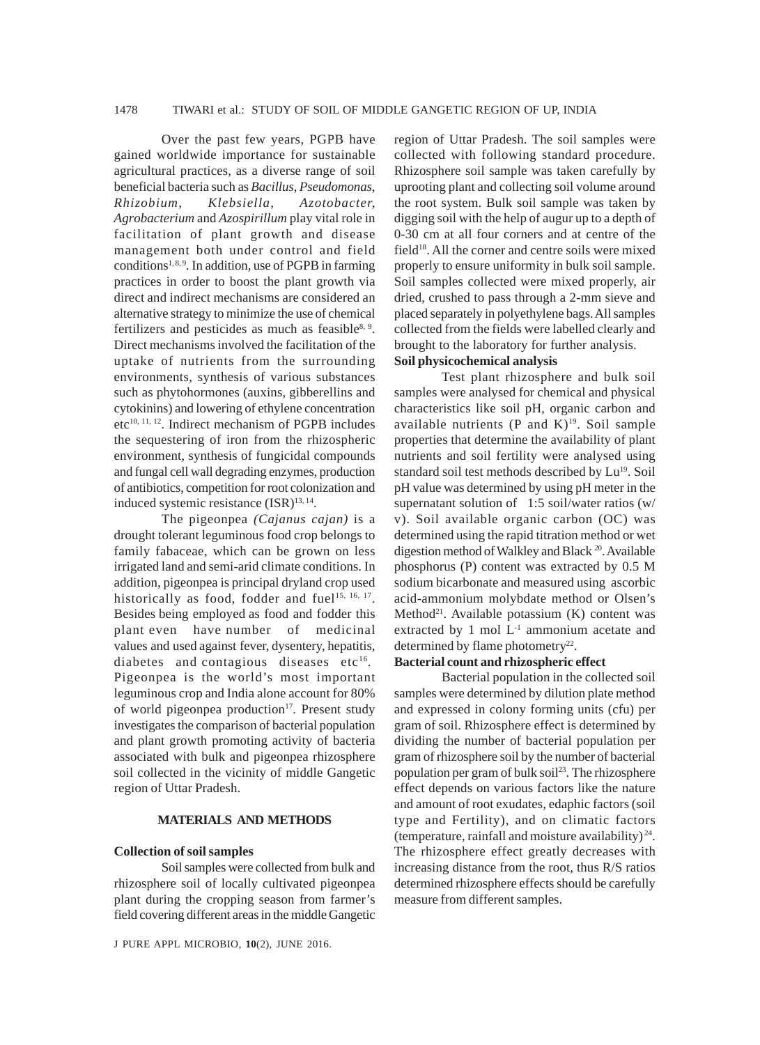Over the past few years, PGPB have gained worldwide importance for sustainable agricultural practices, as a diverse range of soil beneficial bacteria such as *Bacillus, Pseudomonas, Rhizobium, Klebsiella, Azotobacter, Agrobacterium* and *Azospirillum* play vital role in facilitation of plant growth and disease management both under control and field conditions[1, 8, 9]. In addition, use of PGPB in farming practices in order to boost the plant growth via direct and indirect mechanisms are considered an alternative strategy to minimize the use of chemical fertilizers and pesticides as much as feasible[8, 9]. Direct mechanisms involved the facilitation of the uptake of nutrients from the surrounding environments, synthesis of various substances such as phytohormones (auxins, gibberellins and cytokinins) and lowering of ethylene concentration etc[10, 11, 12]. Indirect mechanism of PGPB includes the sequestering of iron from the rhizospheric environment, synthesis of fungicidal compounds and fungal cell wall degrading enzymes, production of antibiotics, competition for root colonization and induced systemic resistance (ISR)[13, 14].

The pigeonpea *(Cajanus cajan)* is a drought tolerant leguminous food crop belongs to family fabaceae, which can be grown on less irrigated land and semi-arid climate conditions. In addition, pigeonpea is principal dryland crop used historically as food, fodder and fuel[15, 16, 17]. Besides being employed as food and fodder this plant even have number of medicinal values and used against fever, dysentery, hepatitis, diabetes and contagious diseases etc[16]. Pigeonpea is the world's most important leguminous crop and India alone account for 80% of world pigeonpea production[17]. Present study investigates the comparison of bacterial population and plant growth promoting activity of bacteria associated with bulk and pigeonpea rhizosphere soil collected in the vicinity of middle Gangetic region of Uttar Pradesh.

## MATERIALS AND METHODS

### Collection of soil samples

Soil samples were collected from bulk and rhizosphere soil of locally cultivated pigeonpea plant during the cropping season from farmer's field covering different areas in the middle Gangetic region of Uttar Pradesh. The soil samples were collected with following standard procedure. Rhizosphere soil sample was taken carefully by uprooting plant and collecting soil volume around the root system. Bulk soil sample was taken by digging soil with the help of augur up to a depth of 0-30 cm at all four corners and at centre of the field[18]. All the corner and centre soils were mixed properly to ensure uniformity in bulk soil sample. Soil samples collected were mixed properly, air dried, crushed to pass through a 2-mm sieve and placed separately in polyethylene bags. All samples collected from the fields were labelled clearly and brought to the laboratory for further analysis.

### Soil physicochemical analysis

Test plant rhizosphere and bulk soil samples were analysed for chemical and physical characteristics like soil pH, organic carbon and available nutrients (P and K)[19]. Soil sample properties that determine the availability of plant nutrients and soil fertility were analysed using standard soil test methods described by Lu[19]. Soil pH value was determined by using pH meter in the supernatant solution of 1:5 soil/water ratios (w/v). Soil available organic carbon (OC) was determined using the rapid titration method or wet digestion method of Walkley and Black [20]. Available phosphorus (P) content was extracted by 0.5 M sodium bicarbonate and measured using ascorbic acid-ammonium molybdate method or Olsen's Method[21]. Available potassium (K) content was extracted by 1 mol $L^{-1}$ ammonium acetate and determined by flame photometry[22].

### Bacterial count and rhizospheric effect

Bacterial population in the collected soil samples were determined by dilution plate method and expressed in colony forming units (cfu) per gram of soil. Rhizosphere effect is determined by dividing the number of bacterial population per gram of rhizosphere soil by the number of bacterial population per gram of bulk soil[23]. The rhizosphere effect depends on various factors like the nature and amount of root exudates, edaphic factors (soil type and Fertility), and on climatic factors (temperature, rainfall and moisture availability)[24]. The rhizosphere effect greatly decreases with increasing distance from the root, thus R/S ratios determined rhizosphere effects should be carefully measure from different samples.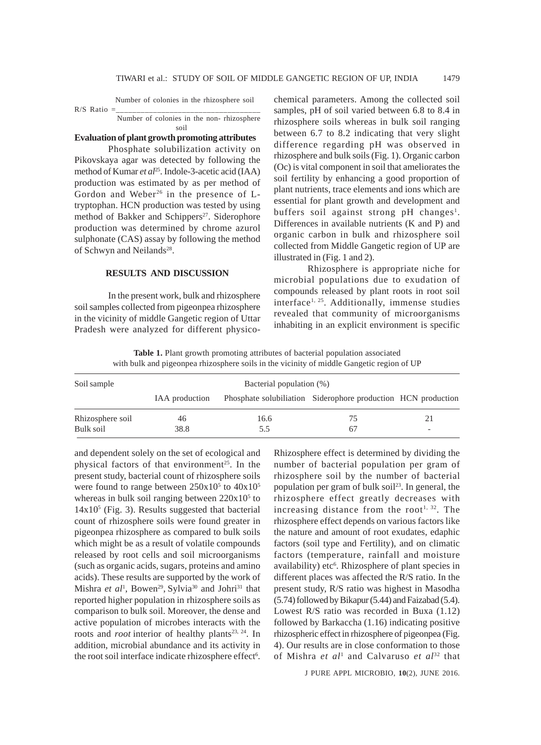$$\text{R/S Ratio} = \frac{\text{Number of colonies in the rhizosphere soil}}{\text{Number of colonies in the non- rhizosphere soil}}$$

**Evaluation of plant growth promoting attributes**

Phosphate solubilization activity on Pikovskaya agar was detected by following the method of Kumar *et al*[25]. Indole-3-acetic acid (IAA) production was estimated by as per method of Gordon and Weber[26] in the presence of L-tryptophan. HCN production was tested by using method of Bakker and Schippers[27]. Siderophore production was determined by chrome azurol sulphonate (CAS) assay by following the method of Schwyn and Neilands[28].

## RESULTS AND DISCUSSION

In the present work, bulk and rhizosphere soil samples collected from pigeonpea rhizosphere in the vicinity of middle Gangetic region of Uttar Pradesh were analyzed for different physico-chemical parameters. Among the collected soil samples, pH of soil varied between 6.8 to 8.4 in rhizosphere soils whereas in bulk soil ranging between 6.7 to 8.2 indicating that very slight difference regarding pH was observed in rhizosphere and bulk soils (Fig. 1). Organic carbon (Oc) is vital component in soil that ameliorates the soil fertility by enhancing a good proportion of plant nutrients, trace elements and ions which are essential for plant growth and development and buffers soil against strong pH changes[1]. Differences in available nutrients (K and P) and organic carbon in bulk and rhizosphere soil collected from Middle Gangetic region of UP are illustrated in (Fig. 1 and 2).

Rhizosphere is appropriate niche for microbial populations due to exudation of compounds released by plant roots in root soil interface[1, 25]. Additionally, immense studies revealed that community of microorganisms inhabiting in an explicit environment is specific and dependent solely on the set of ecological and physical factors of that environment[25]. In the present study, bacterial count of rhizosphere soils were found to range between $250 \times 10^5$ to $40 \times 10^5$ whereas in bulk soil ranging between $220 \times 10^5$ to $14 \times 10^5$ (Fig. 3). Results suggested that bacterial count of rhizosphere soils were found greater in pigeonpea rhizosphere as compared to bulk soils which might be as a result of volatile compounds released by root cells and soil microorganisms (such as organic acids, sugars, proteins and amino acids). These results are supported by the work of Mishra *et al*[1], Bowen[29], Sylvia[30] and Johri[31] that reported higher population in rhizosphere soils as comparison to bulk soil. Moreover, the dense and active population of microbes interacts with the roots and *root* interior of healthy plants[23, 24]. In addition, microbial abundance and its activity in the root soil interface indicate rhizosphere effect[6]. Rhizosphere effect is determined by dividing the number of bacterial population per gram of rhizosphere soil by the number of bacterial population per gram of bulk soil[23]. In general, the rhizosphere effect greatly decreases with increasing distance from the root[1, 32]. The rhizosphere effect depends on various factors like the nature and amount of root exudates, edaphic factors (soil type and Fertility), and on climatic factors (temperature, rainfall and moisture availability) etc[6]. Rhizosphere of plant species in different places was affected the R/S ratio. In the present study, R/S ratio was highest in Masodha (5.74) followed by Bikapur (5.44) and Faizabad (5.4). Lowest R/S ratio was recorded in Buxa (1.12) followed by Barkaccha (1.16) indicating positive rhizospheric effect in rhizosphere of pigeonpea (Fig. 4). Our results are in close conformation to those of Mishra *et al*[1] and Calvaruso *et al*[32] that

**Table 1.** Plant growth promoting attributes of bacterial population associated with bulk and pigeonpea rhizosphere soils in the vicinity of middle Gangetic region of UP

| Soil sample | Bacterial population (%) | | | |
|---|---|---|---|---|
| | IAA production | Phosphate solubiliation | Siderophore production | HCN production |
| Rhizosphere soil | 46 | 16.6 | 75 | 21 |
| Bulk soil | 38.8 | 5.5 | 67 | - |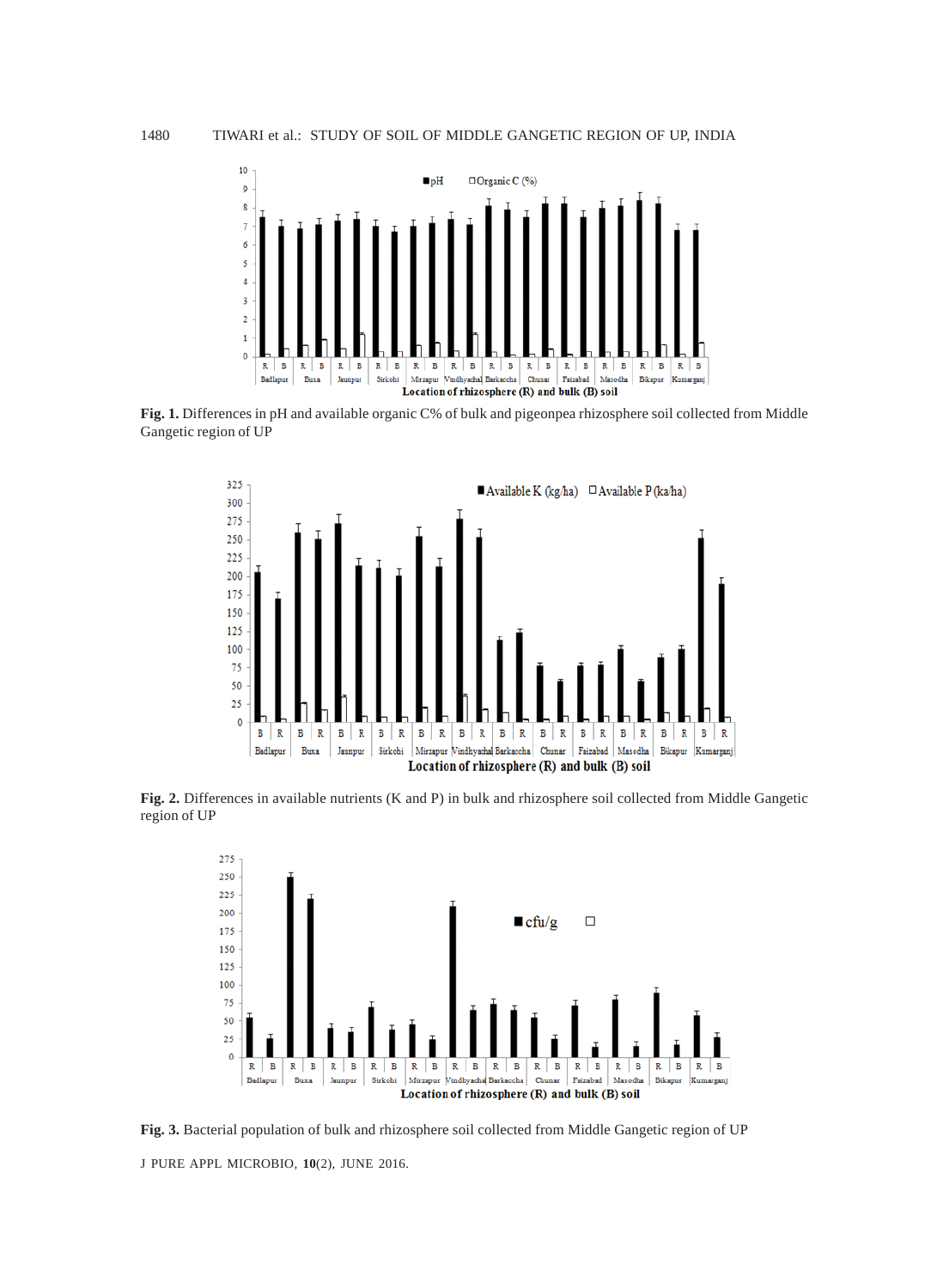**Fig. 1.** Differences in pH and available organic C% of bulk and pigeonpea rhizosphere soil collected from Middle Gangetic region of UP

**Fig. 2.** Differences in available nutrients (K and P) in bulk and rhizosphere soil collected from Middle Gangetic region of UP

**Fig. 3.** Bacterial population of bulk and rhizosphere soil collected from Middle Gangetic region of UP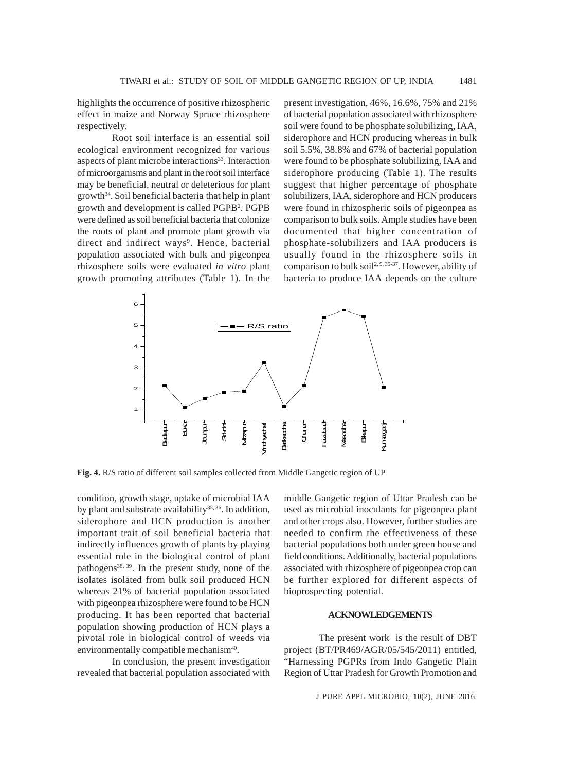highlights the occurrence of positive rhizospheric effect in maize and Norway Spruce rhizosphere respectively.

Root soil interface is an essential soil ecological environment recognized for various aspects of plant microbe interactions[33]. Interaction of microorganisms and plant in the root soil interface may be beneficial, neutral or deleterious for plant growth[34]. Soil beneficial bacteria that help in plant growth and development is called PGPB[2]. PGPB were defined as soil beneficial bacteria that colonize the roots of plant and promote plant growth via direct and indirect ways[9]. Hence, bacterial population associated with bulk and pigeonpea rhizosphere soils were evaluated *in vitro* plant growth promoting attributes (Table 1). In the present investigation, 46%, 16.6%, 75% and 21% of bacterial population associated with rhizosphere soil were found to be phosphate solubilizing, IAA, siderophore and HCN producing whereas in bulk soil 5.5%, 38.8% and 67% of bacterial population were found to be phosphate solubilizing, IAA and siderophore producing (Table 1). The results suggest that higher percentage of phosphate solubilizers, IAA, siderophore and HCN producers were found in rhizospheric soils of pigeonpea as comparison to bulk soils. Ample studies have been documented that higher concentration of phosphate-solubilizers and IAA producers is usually found in the rhizosphere soils in comparison to bulk soil[2, 9, 35-37]. However, ability of bacteria to produce IAA depends on the culture condition, growth stage, uptake of microbial IAA by plant and substrate availability[35, 36]. In addition, siderophore and HCN production is another important trait of soil beneficial bacteria that indirectly influences growth of plants by playing essential role in the biological control of plant pathogens[38, 39]. In the present study, none of the isolates isolated from bulk soil produced HCN whereas 21% of bacterial population associated with pigeonpea rhizosphere were found to be HCN producing. It has been reported that bacterial population showing production of HCN plays a pivotal role in biological control of weeds via environmentally compatible mechanism[40].

**Fig. 4.** R/S ratio of different soil samples collected from Middle Gangetic region of UP

In conclusion, the present investigation revealed that bacterial population associated with middle Gangetic region of Uttar Pradesh can be used as microbial inoculants for pigeonpea plant and other crops also. However, further studies are needed to confirm the effectiveness of these bacterial populations both under green house and field conditions. Additionally, bacterial populations associated with rhizosphere of pigeonpea crop can be further explored for different aspects of bioprospecting potential.

## ACKNOWLEDGEMENTS

The present work is the result of DBT project (BT/PR469/AGR/05/545/2011) entitled, "Harnessing PGPRs from Indo Gangetic Plain Region of Uttar Pradesh for Growth Promotion and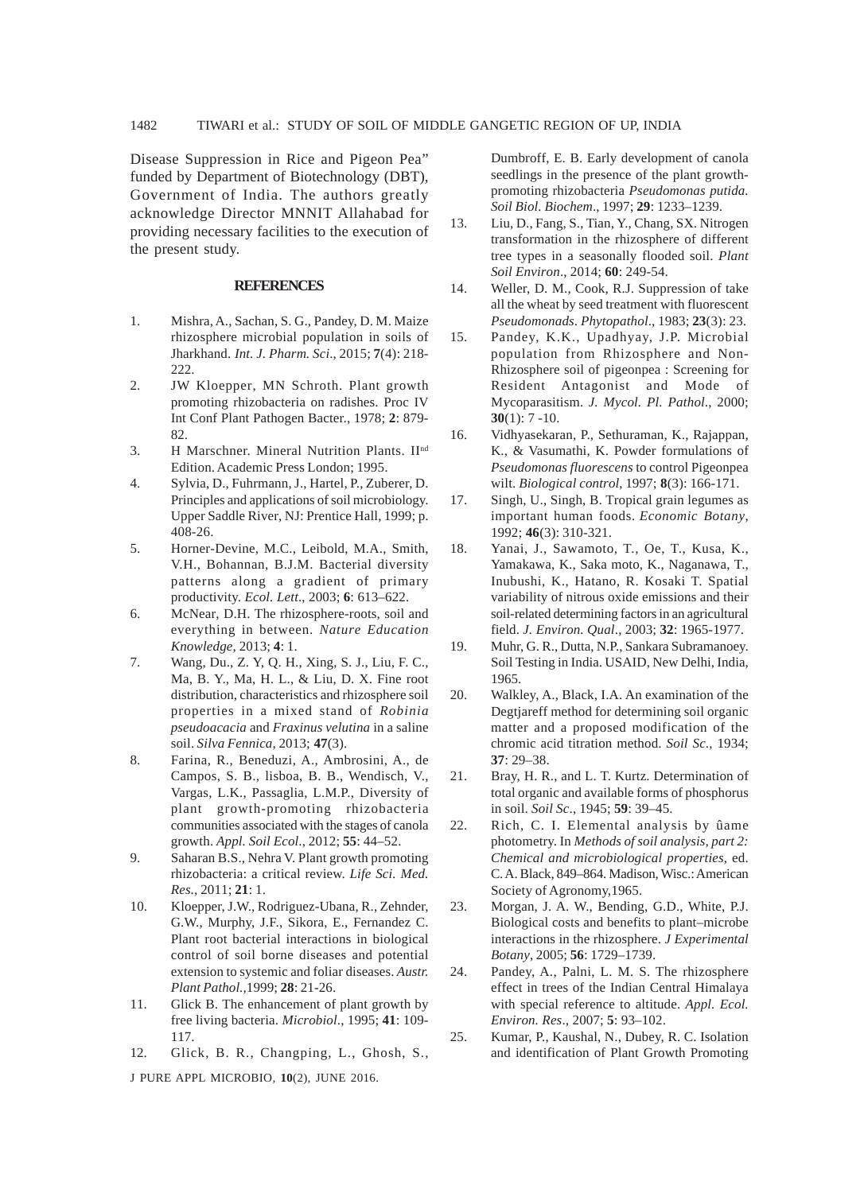Disease Suppression in Rice and Pigeon Pea" funded by Department of Biotechnology (DBT), Government of India. The authors greatly acknowledge Director MNNIT Allahabad for providing necessary facilities to the execution of the present study.

## REFERENCES

1. Mishra, A., Sachan, S. G., Pandey, D. M. Maize rhizosphere microbial population in soils of Jharkhand. *Int. J. Pharm. Sci*., 2015; **7**(4): 218-222.
2. JW Kloepper, MN Schroth. Plant growth promoting rhizobacteria on radishes. Proc IV Int Conf Plant Pathogen Bacter., 1978; **2**: 879-82.
3. H Marschner. Mineral Nutrition Plants. II[nd] Edition. Academic Press London; 1995.
4. Sylvia, D., Fuhrmann, J., Hartel, P., Zuberer, D. Principles and applications of soil microbiology. Upper Saddle River, NJ: Prentice Hall, 1999; p. 408-26.
5. Horner-Devine, M.C., Leibold, M.A., Smith, V.H., Bohannan, B.J.M. Bacterial diversity patterns along a gradient of primary productivity. *Ecol. Lett*., 2003; **6**: 613–622.
6. McNear, D.H. The rhizosphere-roots, soil and everything in between. *Nature Education Knowledge,* 2013; **4**: 1.
7. Wang, Du., Z. Y, Q. H., Xing, S. J., Liu, F. C., Ma, B. Y., Ma, H. L., & Liu, D. X. Fine root distribution, characteristics and rhizosphere soil properties in a mixed stand of *Robinia pseudoacacia* and *Fraxinus velutina* in a saline soil. *Silva Fennica,* 2013; **47**(3).
8. Farina, R., Beneduzi, A., Ambrosini, A., de Campos, S. B., lisboa, B. B., Wendisch, V., Vargas, L.K., Passaglia, L.M.P., Diversity of plant growth-promoting rhizobacteria communities associated with the stages of canola growth. *Appl. Soil Ecol*., 2012; **55**: 44–52.
9. Saharan B.S., Nehra V. Plant growth promoting rhizobacteria: a critical review. *Life Sci. Med. Res.,* 2011; **21**: 1.
10. Kloepper, J.W., Rodriguez-Ubana, R., Zehnder, G.W., Murphy, J.F., Sikora, E., Fernandez C. Plant root bacterial interactions in biological control of soil borne diseases and potential extension to systemic and foliar diseases. *Austr. Plant Pathol.,*1999; **28**: 21-26.
11. Glick B. The enhancement of plant growth by free living bacteria. *Microbiol*., 1995; **41**: 109-117.
12. Glick, B. R., Changping, L., Ghosh, S., Dumbroff, E. B. Early development of canola seedlings in the presence of the plant growth-promoting rhizobacteria *Pseudomonas putida. Soil Biol. Biochem*., 1997; **29**: 1233–1239.
13. Liu, D., Fang, S., Tian, Y., Chang, SX. Nitrogen transformation in the rhizosphere of different tree types in a seasonally flooded soil. *Plant Soil Environ*., 2014; **60**: 249-54.
14. Weller, D. M., Cook, R.J. Suppression of take all the wheat by seed treatment with fluorescent *Pseudomonads*. *Phytopathol*., 1983; **23**(3): 23.
15. Pandey, K.K., Upadhyay, J.P. Microbial population from Rhizosphere and Non-Rhizosphere soil of pigeonpea : Screening for Resident Antagonist and Mode of Mycoparasitism. *J. Mycol. Pl. Pathol*., 2000; **30**(1): 7 -10.
16. Vidhyasekaran, P., Sethuraman, K., Rajappan, K., & Vasumathi, K. Powder formulations of *Pseudomonas fluorescens* to control Pigeonpea wilt. *Biological control*, 1997; **8**(3): 166-171.
17. Singh, U., Singh, B. Tropical grain legumes as important human foods. *Economic Botany*, 1992; **46**(3): 310-321.
18. Yanai, J., Sawamoto, T., Oe, T., Kusa, K., Yamakawa, K., Saka moto, K., Naganawa, T., Inubushi, K., Hatano, R. Kosaki T. Spatial variability of nitrous oxide emissions and their soil-related determining factors in an agricultural field. *J. Environ. Qual*., 2003; **32**: 1965-1977.
19. Muhr, G. R., Dutta, N.P., Sankara Subramanoey. Soil Testing in India. USAID, New Delhi, India, 1965.
20. Walkley, A., Black, I.A. An examination of the Degtjareff method for determining soil organic matter and a proposed modification of the chromic acid titration method. *Soil Sc*., 1934; **37**: 29–38.
21. Bray, H. R., and L. T. Kurtz. Determination of total organic and available forms of phosphorus in soil. *Soil Sc*., 1945; **59**: 39–45.
22. Rich, C. I. Elemental analysis by ûame photometry. In *Methods of soil analysis, part 2: Chemical and microbiological properties*, ed. C. A. Black, 849–864. Madison, Wisc.: American Society of Agronomy,1965.
23. Morgan, J. A. W., Bending, G.D., White, P.J. Biological costs and benefits to plant–microbe interactions in the rhizosphere. *J Experimental Botany*, 2005; **56**: 1729–1739.
24. Pandey, A., Palni, L. M. S. The rhizosphere effect in trees of the Indian Central Himalaya with special reference to altitude. *Appl. Ecol. Environ. Res*., 2007; **5**: 93–102.
25. Kumar, P., Kaushal, N., Dubey, R. C. Isolation and identification of Plant Growth Promoting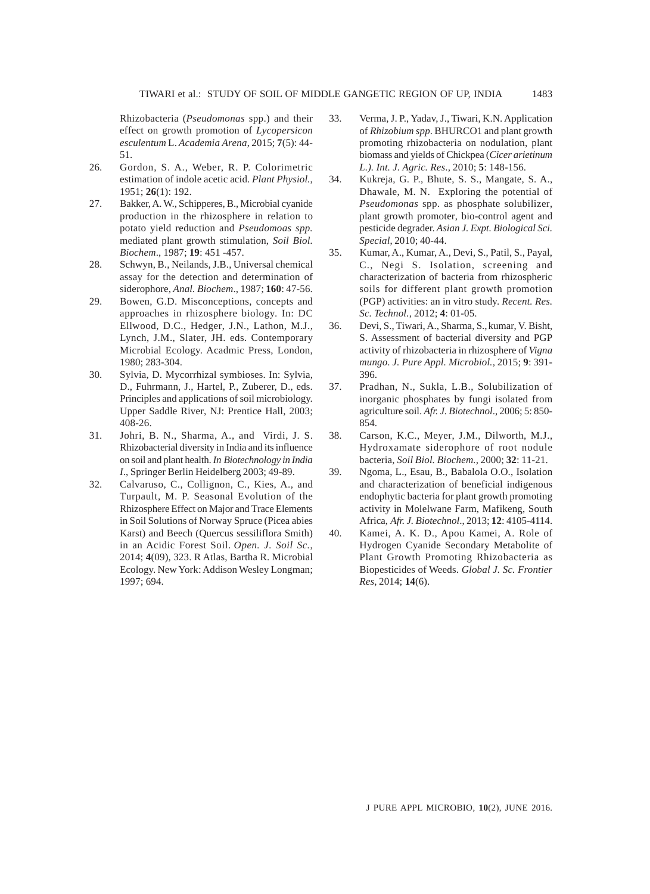Rhizobacteria (*Pseudomonas* spp.) and their effect on growth promotion of *Lycopersicon esculentum* L. *Academia Arena*, 2015; **7**(5): 44-51.

26. Gordon, S. A., Weber, R. P. Colorimetric estimation of indole acetic acid. *Plant Physiol.*, 1951; **26**(1): 192.
27. Bakker, A. W., Schipperes, B., Microbial cyanide production in the rhizosphere in relation to potato yield reduction and *Pseudomoas spp.* mediated plant growth stimulation, *Soil Biol. Biochem*., 1987; **19**: 451 -457.
28. Schwyn, B., Neilands, J.B., Universal chemical assay for the detection and determination of siderophore, *Anal. Biochem*., 1987; **160**: 47-56.
29. Bowen, G.D. Misconceptions, concepts and approaches in rhizosphere biology. In: DC Ellwood, D.C., Hedger, J.N., Lathon, M.J., Lynch, J.M., Slater, JH. eds. Contemporary Microbial Ecology. Acadmic Press, London, 1980; 283-304.
30. Sylvia, D. Mycorrhizal symbioses. In: Sylvia, D., Fuhrmann, J., Hartel, P., Zuberer, D., eds. Principles and applications of soil microbiology. Upper Saddle River, NJ: Prentice Hall, 2003; 408-26.
31. Johri, B. N., Sharma, A., and Virdi, J. S. Rhizobacterial diversity in India and its influence on soil and plant health. *In Biotechnology in India I*., Springer Berlin Heidelberg 2003; 49-89.
32. Calvaruso, C., Collignon, C., Kies, A., and Turpault, M. P. Seasonal Evolution of the Rhizosphere Effect on Major and Trace Elements in Soil Solutions of Norway Spruce (Picea abies Karst) and Beech (Quercus sessiliflora Smith) in an Acidic Forest Soil. *Open. J. Soil Sc.*, 2014; **4**(09), 323. R Atlas, Bartha R. Microbial Ecology. New York: Addison Wesley Longman; 1997; 694.
33. Verma, J. P., Yadav, J., Tiwari, K.N. Application of *Rhizobium spp*. BHURCO1 and plant growth promoting rhizobacteria on nodulation, plant biomass and yields of Chickpea (*Cicer arietinum L.). Int. J. Agric. Res*., 2010; **5**: 148-156.
34. Kukreja, G. P., Bhute, S. S., Mangate, S. A., Dhawale, M. N. Exploring the potential of *Pseudomonas* spp. as phosphate solubilizer, plant growth promoter, bio-control agent and pesticide degrader. *Asian J. Expt. Biological Sci. Special*, 2010; 40-44.
35. Kumar, A., Kumar, A., Devi, S., Patil, S., Payal, C., Negi S. Isolation, screening and characterization of bacteria from rhizospheric soils for different plant growth promotion (PGP) activities: an in vitro study. *Recent. Res. Sc. Technol.*, 2012; **4**: 01-05.
36. Devi, S., Tiwari, A., Sharma, S., kumar, V. Bisht, S. Assessment of bacterial diversity and PGP activity of rhizobacteria in rhizosphere of *Vigna mungo*. *J. Pure Appl. Microbiol.*, 2015; **9**: 391-396.
37. Pradhan, N., Sukla, L.B., Solubilization of inorganic phosphates by fungi isolated from agriculture soil. *Afr. J. Biotechnol*., 2006; 5: 850-854.
38. Carson, K.C., Meyer, J.M., Dilworth, M.J., Hydroxamate siderophore of root nodule bacteria, *Soil Biol. Biochem.*, 2000; **32**: 11-21.
39. Ngoma, L., Esau, B., Babalola O.O., Isolation and characterization of beneficial indigenous endophytic bacteria for plant growth promoting activity in Molelwane Farm, Mafikeng, South Africa, *Afr. J. Biotechnol*., 2013; **12**: 4105-4114.
40. Kamei, A. K. D., Apou Kamei, A. Role of Hydrogen Cyanide Secondary Metabolite of Plant Growth Promoting Rhizobacteria as Biopesticides of Weeds. *Global J. Sc. Frontier Res*, 2014; **14**(6).